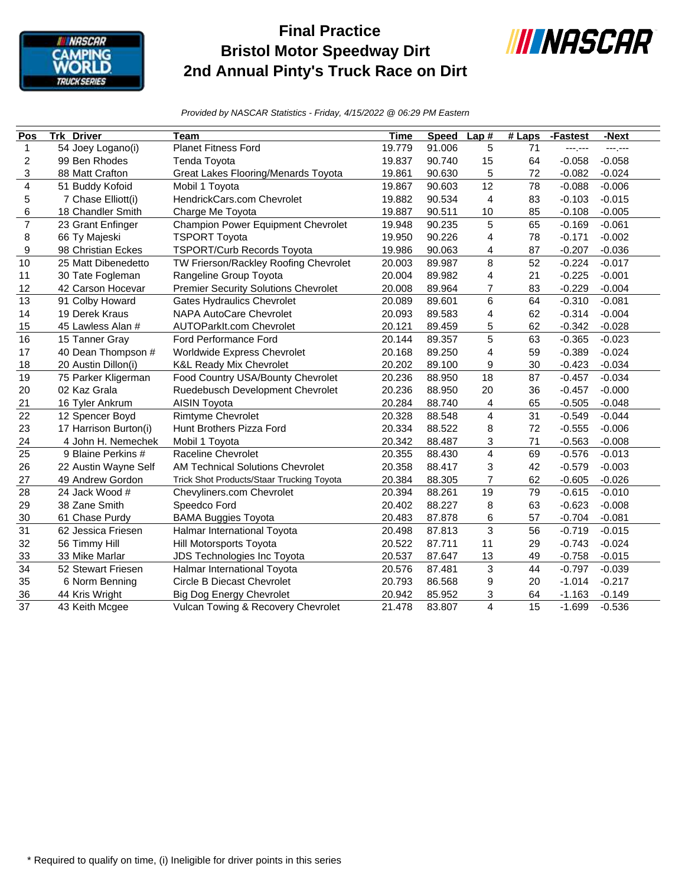# Final Practice
# Bristol Motor Speedway Dirt
# 2nd Annual Pinty's Truck Race on Dirt

*Provided by NASCAR Statistics - Friday, 4/15/2022 @ 06:29 PM Eastern*

| Pos | Trk | Driver | Team | Time | Speed | Lap # | # Laps | -Fastest | -Next |
|---|---|---|---|---|---|---|---|---|---|
| 1 | 54 | Joey Logano(i) | Planet Fitness Ford | 19.779 | 91.006 | 5 | 71 | ---.--- | ---.--- |
| 2 | 99 | Ben Rhodes | Tenda Toyota | 19.837 | 90.740 | 15 | 64 | -0.058 | -0.058 |
| 3 | 88 | Matt Crafton | Great Lakes Flooring/Menards Toyota | 19.861 | 90.630 | 5 | 72 | -0.082 | -0.024 |
| 4 | 51 | Buddy Kofoid | Mobil 1 Toyota | 19.867 | 90.603 | 12 | 78 | -0.088 | -0.006 |
| 5 | 7 | Chase Elliott(i) | HendrickCars.com Chevrolet | 19.882 | 90.534 | 4 | 83 | -0.103 | -0.015 |
| 6 | 18 | Chandler Smith | Charge Me Toyota | 19.887 | 90.511 | 10 | 85 | -0.108 | -0.005 |
| 7 | 23 | Grant Enfinger | Champion Power Equipment Chevrolet | 19.948 | 90.235 | 5 | 65 | -0.169 | -0.061 |
| 8 | 66 | Ty Majeski | TSPORT Toyota | 19.950 | 90.226 | 4 | 78 | -0.171 | -0.002 |
| 9 | 98 | Christian Eckes | TSPORT/Curb Records Toyota | 19.986 | 90.063 | 4 | 87 | -0.207 | -0.036 |
| 10 | 25 | Matt Dibenedetto | TW Frierson/Rackley Roofing Chevrolet | 20.003 | 89.987 | 8 | 52 | -0.224 | -0.017 |
| 11 | 30 | Tate Fogleman | Rangeline Group Toyota | 20.004 | 89.982 | 4 | 21 | -0.225 | -0.001 |
| 12 | 42 | Carson Hocevar | Premier Security Solutions Chevrolet | 20.008 | 89.964 | 7 | 83 | -0.229 | -0.004 |
| 13 | 91 | Colby Howard | Gates Hydraulics Chevrolet | 20.089 | 89.601 | 6 | 64 | -0.310 | -0.081 |
| 14 | 19 | Derek Kraus | NAPA AutoCare Chevrolet | 20.093 | 89.583 | 4 | 62 | -0.314 | -0.004 |
| 15 | 45 | Lawless Alan # | AUTOParkIt.com Chevrolet | 20.121 | 89.459 | 5 | 62 | -0.342 | -0.028 |
| 16 | 15 | Tanner Gray | Ford Performance Ford | 20.144 | 89.357 | 5 | 63 | -0.365 | -0.023 |
| 17 | 40 | Dean Thompson # | Worldwide Express Chevrolet | 20.168 | 89.250 | 4 | 59 | -0.389 | -0.024 |
| 18 | 20 | Austin Dillon(i) | K&L Ready Mix Chevrolet | 20.202 | 89.100 | 9 | 30 | -0.423 | -0.034 |
| 19 | 75 | Parker Kligerman | Food Country USA/Bounty Chevrolet | 20.236 | 88.950 | 18 | 87 | -0.457 | -0.034 |
| 20 | 02 | Kaz Grala | Ruedebusch Development Chevrolet | 20.236 | 88.950 | 20 | 36 | -0.457 | -0.000 |
| 21 | 16 | Tyler Ankrum | AISIN Toyota | 20.284 | 88.740 | 4 | 65 | -0.505 | -0.048 |
| 22 | 12 | Spencer Boyd | Rimtyme Chevrolet | 20.328 | 88.548 | 4 | 31 | -0.549 | -0.044 |
| 23 | 17 | Harrison Burton(i) | Hunt Brothers Pizza Ford | 20.334 | 88.522 | 8 | 72 | -0.555 | -0.006 |
| 24 | 4 | John H. Nemechek | Mobil 1 Toyota | 20.342 | 88.487 | 3 | 71 | -0.563 | -0.008 |
| 25 | 9 | Blaine Perkins # | Raceline Chevrolet | 20.355 | 88.430 | 4 | 69 | -0.576 | -0.013 |
| 26 | 22 | Austin Wayne Self | AM Technical Solutions Chevrolet | 20.358 | 88.417 | 3 | 42 | -0.579 | -0.003 |
| 27 | 49 | Andrew Gordon | Trick Shot Products/Staar Trucking Toyota | 20.384 | 88.305 | 7 | 62 | -0.605 | -0.026 |
| 28 | 24 | Jack Wood # | Chevyliners.com Chevrolet | 20.394 | 88.261 | 19 | 79 | -0.615 | -0.010 |
| 29 | 38 | Zane Smith | Speedco Ford | 20.402 | 88.227 | 8 | 63 | -0.623 | -0.008 |
| 30 | 61 | Chase Purdy | BAMA Buggies Toyota | 20.483 | 87.878 | 6 | 57 | -0.704 | -0.081 |
| 31 | 62 | Jessica Friesen | Halmar International Toyota | 20.498 | 87.813 | 3 | 56 | -0.719 | -0.015 |
| 32 | 56 | Timmy Hill | Hill Motorsports Toyota | 20.522 | 87.711 | 11 | 29 | -0.743 | -0.024 |
| 33 | 33 | Mike Marlar | JDS Technologies Inc Toyota | 20.537 | 87.647 | 13 | 49 | -0.758 | -0.015 |
| 34 | 52 | Stewart Friesen | Halmar International Toyota | 20.576 | 87.481 | 3 | 44 | -0.797 | -0.039 |
| 35 | 6 | Norm Benning | Circle B Diecast Chevrolet | 20.793 | 86.568 | 9 | 20 | -1.014 | -0.217 |
| 36 | 44 | Kris Wright | Big Dog Energy Chevrolet | 20.942 | 85.952 | 3 | 64 | -1.163 | -0.149 |
| 37 | 43 | Keith Mcgee | Vulcan Towing & Recovery Chevrolet | 21.478 | 83.807 | 4 | 15 | -1.699 | -0.536 |

\* Required to qualify on time, (i) Ineligible for driver points in this series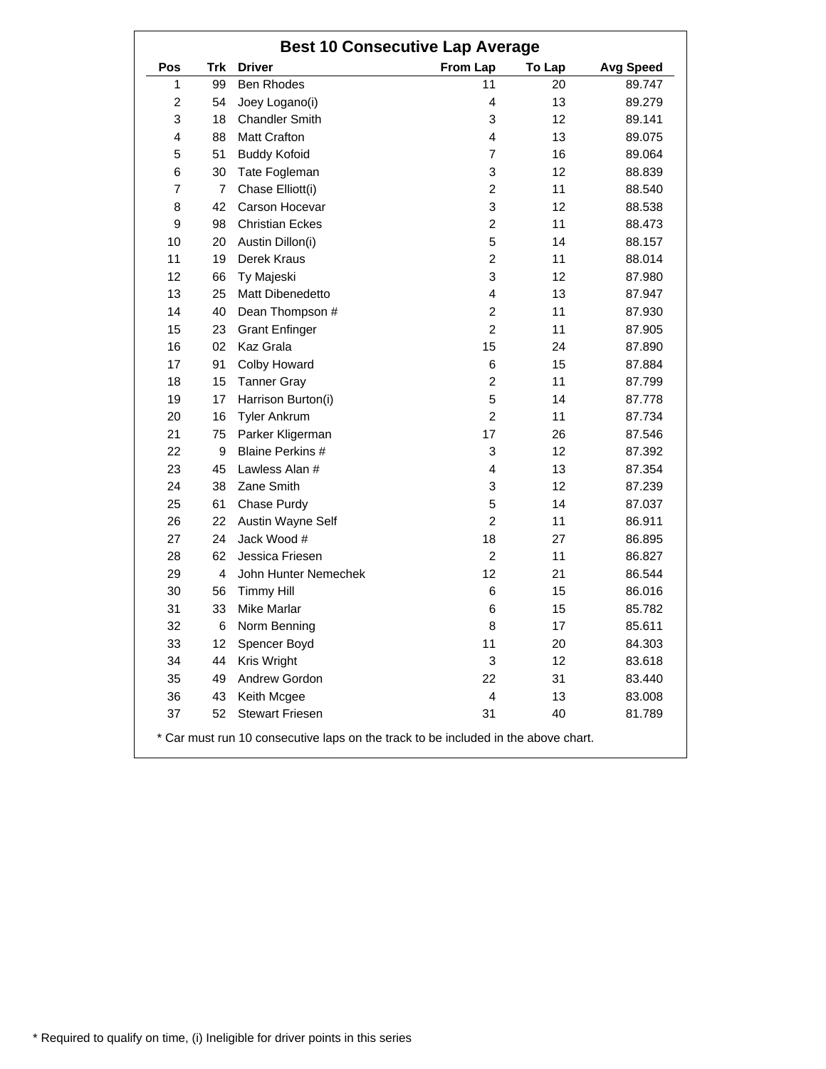## Best 10 Consecutive Lap Average

| Pos | Trk | Driver | From Lap | To Lap | Avg Speed |
|---|---|---|---|---|---|
| 1 | 99 | Ben Rhodes | 11 | 20 | 89.747 |
| 2 | 54 | Joey Logano(i) | 4 | 13 | 89.279 |
| 3 | 18 | Chandler Smith | 3 | 12 | 89.141 |
| 4 | 88 | Matt Crafton | 4 | 13 | 89.075 |
| 5 | 51 | Buddy Kofoid | 7 | 16 | 89.064 |
| 6 | 30 | Tate Fogleman | 3 | 12 | 88.839 |
| 7 | 7 | Chase Elliott(i) | 2 | 11 | 88.540 |
| 8 | 42 | Carson Hocevar | 3 | 12 | 88.538 |
| 9 | 98 | Christian Eckes | 2 | 11 | 88.473 |
| 10 | 20 | Austin Dillon(i) | 5 | 14 | 88.157 |
| 11 | 19 | Derek Kraus | 2 | 11 | 88.014 |
| 12 | 66 | Ty Majeski | 3 | 12 | 87.980 |
| 13 | 25 | Matt Dibenedetto | 4 | 13 | 87.947 |
| 14 | 40 | Dean Thompson # | 2 | 11 | 87.930 |
| 15 | 23 | Grant Enfinger | 2 | 11 | 87.905 |
| 16 | 02 | Kaz Grala | 15 | 24 | 87.890 |
| 17 | 91 | Colby Howard | 6 | 15 | 87.884 |
| 18 | 15 | Tanner Gray | 2 | 11 | 87.799 |
| 19 | 17 | Harrison Burton(i) | 5 | 14 | 87.778 |
| 20 | 16 | Tyler Ankrum | 2 | 11 | 87.734 |
| 21 | 75 | Parker Kligerman | 17 | 26 | 87.546 |
| 22 | 9 | Blaine Perkins # | 3 | 12 | 87.392 |
| 23 | 45 | Lawless Alan # | 4 | 13 | 87.354 |
| 24 | 38 | Zane Smith | 3 | 12 | 87.239 |
| 25 | 61 | Chase Purdy | 5 | 14 | 87.037 |
| 26 | 22 | Austin Wayne Self | 2 | 11 | 86.911 |
| 27 | 24 | Jack Wood # | 18 | 27 | 86.895 |
| 28 | 62 | Jessica Friesen | 2 | 11 | 86.827 |
| 29 | 4 | John Hunter Nemechek | 12 | 21 | 86.544 |
| 30 | 56 | Timmy Hill | 6 | 15 | 86.016 |
| 31 | 33 | Mike Marlar | 6 | 15 | 85.782 |
| 32 | 6 | Norm Benning | 8 | 17 | 85.611 |
| 33 | 12 | Spencer Boyd | 11 | 20 | 84.303 |
| 34 | 44 | Kris Wright | 3 | 12 | 83.618 |
| 35 | 49 | Andrew Gordon | 22 | 31 | 83.440 |
| 36 | 43 | Keith Mcgee | 4 | 13 | 83.008 |
| 37 | 52 | Stewart Friesen | 31 | 40 | 81.789 |

* Car must run 10 consecutive laps on the track to be included in the above chart.

* Required to qualify on time, (i) Ineligible for driver points in this series